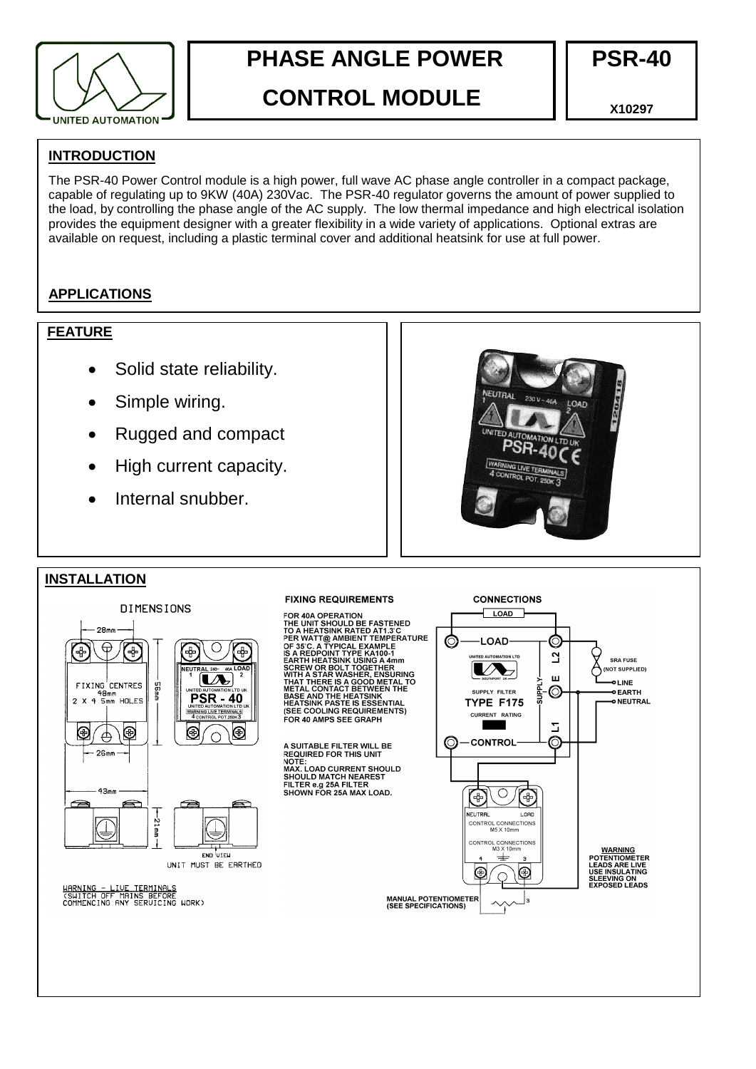# PHASE ANGLE POWER CONTROL MODULE

# PSR-40

**X10297**

## INTRODUCTION

The PSR-40 Power Control module is a high power, full wave AC phase angle controller in a compact package, capable of regulating up to 9KW (40A) 230Vac. The PSR-40 regulator governs the amount of power supplied to the load, by controlling the phase angle of the AC supply. The low thermal impedance and high electrical isolation provides the equipment designer with a greater flexibility in a wide variety of applications. Optional extras are available on request, including a plastic terminal cover and additional heatsink for use at full power.

## APPLICATIONS

## FEATURE

- Solid state reliability.
- Simple wiring.
- Rugged and compact
- High current capacity.
- Internal snubber.

## INSTALLATION

### DIMENSIONS

28mm

FIXING CENTRES 48mm 2 X 4.5mm HOLES

56mm

26mm

43mm

21mm

END VIEW

UNIT MUST BE EARTHED

WARNING – LIVE TERMINALS (SWITCH OFF MAINS BEFORE COMMENCING ANY SERVICING WORK)

### FIXING REQUIREMENTS

FOR 40A OPERATION THE UNIT SHOULD BE FASTENED TO A HEATSINK RATED AT 1.3'C PER WATT@ AMBIENT TEMPERATURE OF 35'C. A TYPICAL EXAMPLE IS A REDPOINT TYPE KA100-1 EARTH HEATSINK USING A 4mm SCREW OR BOLT TOGETHER WITH A STAR WASHER, ENSURING THAT THERE IS A GOOD METAL TO METAL CONTACT BETWEEN THE BASE AND THE HEATSINK HEATSINK PASTE IS ESSENTIAL (SEE COOLING REQUIREMENTS) FOR 40 AMPS SEE GRAPH

A SUITABLE FILTER WILL BE REQUIRED FOR THIS UNIT
NOTE:
MAX. LOAD CURRENT SHOULD MATCH NEAREST FILTER e.g 25A FILTER SHOWN FOR 25A MAX LOAD.

### CONNECTIONS

LOAD

SUPPLY FILTER TYPE F175 CURRENT RATING

L2 E L1 SUPPLY

CONTROL

SRA FUSE (NOT SUPPLIED)

LINE
EARTH
NEUTRAL

CONTROL CONNECTIONS M5 X 10mm

CONTROL CONNECTIONS M3 X 10mm

MANUAL POTENTIOMETER (SEE SPECIFICATIONS)

**WARNING**
POTENTIOMETER LEADS ARE LIVE USE INSULATING SLEEVING ON EXPOSED LEADS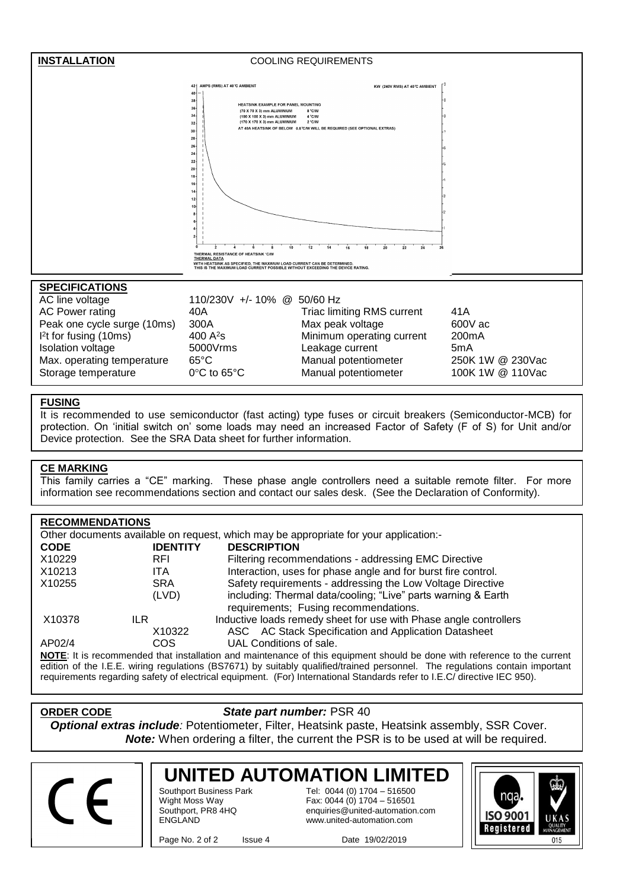## INSTALLATION

COOLING REQUIREMENTS

AMPS (RMS) AT 40°C AMBIENT

KW (240V RMS) AT 40°C AMBIENT

HEATSINK EXAMPLE FOR PANEL MOUNTING
(70 X 70 X 3) mm ALUMINIUM 8°C/W
(100 X 100 X 3) mm ALUMINIUM 4°C/W
(170 X 170 X 3) mm ALUMINIUM 2°C/W
AT 40A HEATSINK OF BELOW 0.6°C/W WILL BE REQUIRED (SEE OPTIONAL EXTRAS)

42 40 38 36 34 32 30 28 26 24 22 20 18 16 14 12 10 8 6 4 2

0 2 4 6 8 10 12 14 16 18 20 22 24 26

9 8 7 6 5 4 3 2 1

THERMAL RESISTANCE OF HEATSINK °C/W

THERMAL DATA
WITH HEATSINK AS SPECIFIED, THE MAXIMUM LOAD CURRENT CAN BE DETERMINED.
THIS IS THE MAXIMUM LOAD CURRENT POSSIBLE WITHOUT EXCEEDING THE DEVICE RATING.

## SPECIFICATIONS

| | | | |
|---|---|---|---|
| AC line voltage | 110/230V +/- 10% @ 50/60 Hz | | |
| AC Power rating | 40A | Triac limiting RMS current | 41A |
| Peak one cycle surge (10ms) | 300A | Max peak voltage | 600V ac |
| $I^2t$ for fusing (10ms) | 400 $A^2s$ | Minimum operating current | 200mA |
| Isolation voltage | 5000Vrms | Leakage current | 5mA |
| Max. operating temperature | 65°C | Manual potentiometer | 250K 1W @ 230Vac |
| Storage temperature | 0°C to 65°C | Manual potentiometer | 100K 1W @ 110Vac |

## FUSING

It is recommended to use semiconductor (fast acting) type fuses or circuit breakers (Semiconductor-MCB) for protection. On 'initial switch on' some loads may need an increased Factor of Safety (F of S) for Unit and/or Device protection. See the SRA Data sheet for further information.

## CE MARKING

This family carries a "CE" marking. These phase angle controllers need a suitable remote filter. For more information see recommendations section and contact our sales desk. (See the Declaration of Conformity).

## RECOMMENDATIONS

Other documents available on request, which may be appropriate for your application:-

| CODE | IDENTITY | DESCRIPTION |
|---|---|---|
| X10229 | RFI | Filtering recommendations - addressing EMC Directive |
| X10213 | ITA | Interaction, uses for phase angle and for burst fire control. |
| X10255 | SRA (LVD) | Safety requirements - addressing the Low Voltage Directive including: Thermal data/cooling; "Live" parts warning & Earth requirements; Fusing recommendations. |
| X10378 | ILR | Inductive loads remedy sheet for use with Phase angle controllers |
| X10322 | ASC | AC Stack Specification and Application Datasheet |
| AP02/4 | COS | UAL Conditions of sale. |

**NOTE**: It is recommended that installation and maintenance of this equipment should be done with reference to the current edition of the I.E.E. wiring regulations (BS7671) by suitably qualified/trained personnel. The regulations contain important requirements regarding safety of electrical equipment. (For) International Standards refer to I.E.C/ directive IEC 950).

**ORDER CODE** ***State part number:*** PSR 40

***Optional extras include:*** Potentiometer, Filter, Heatsink paste, Heatsink assembly, SSR Cover.
***Note:*** When ordering a filter, the current the PSR is to be used at will be required.

CE

# UNITED AUTOMATION LIMITED

Southport Business Park
Wight Moss Way
Southport, PR8 4HQ
ENGLAND

Tel: 0044 (0) 1704 – 516500
Fax: 0044 (0) 1704 – 516501
enquiries@united-automation.com
www.united-automation.com

Issue 4 Date 19/02/2019

nqa. ISO 9001 Registered UKAS QUALITY MANAGEMENT 015